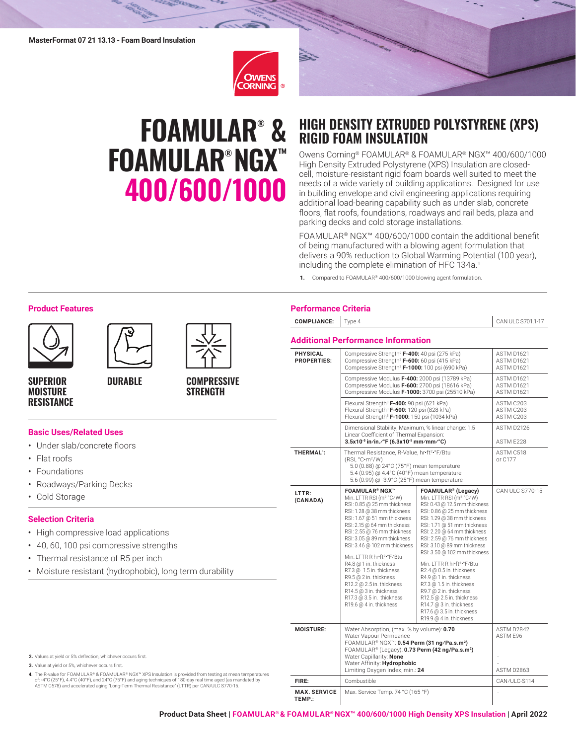MasterFormat 07 21 13.13 - Foam Board Insulation

# FOAMULAR® & FOAMULAR® NGX™ 400/600/1000

## HIGH DENSITY EXTRUDED POLYSTYRENE (XPS) RIGID FOAM INSULATION

Owens Corning® FOAMULAR® & FOAMULAR® NGX™ 400/600/1000 High Density Extruded Polystyrene (XPS) Insulation are closed-cell, moisture-resistant rigid foam boards well suited to meet the needs of a wide variety of building applications. Designed for use in building envelope and civil engineering applications requiring additional load-bearing capability such as under slab, concrete floors, flat roofs, foundations, roadways and rail beds, plaza and parking decks and cold storage installations.

FOAMULAR® NGX™ 400/600/1000 contain the additional benefit of being manufactured with a blowing agent formulation that delivers a 90% reduction to Global Warming Potential (100 year), including the complete elimination of HFC 134a.[1]

1. Compared to FOAMULAR® 400/600/1000 blowing agent formulation.

### Product Features

- SUPERIOR MOISTURE RESISTANCE
- DURABLE
- COMPRESSIVE STRENGTH

### Basic Uses/Related Uses

- Under slab/concrete floors
- Flat roofs
- Foundations
- Roadways/Parking Decks
- Cold Storage

### Selection Criteria

- High compressive load applications
- 40, 60, 100 psi compressive strengths
- Thermal resistance of R5 per inch
- Moisture resistant (hydrophobic), long term durability

### Performance Criteria

| | | |
|---|---|---|
| **COMPLIANCE:** | Type 4 | CAN ULC S701.1-17 |

### Additional Performance Information

| | | | |
|---|---|---|---|
| **PHYSICAL PROPERTIES:** | Compressive Strength[2] **F-400:** 40 psi (275 kPa)<br>Compressive Strength[2] **F-600:** 60 psi (415 kPa)<br>Compressive Strength[2] **F-1000:** 100 psi (690 kPa) | | ASTM D1621<br>ASTM D1621<br>ASTM D1621 |
| | Compressive Modulus **F-400:** 2000 psi (13789 kPa)<br>Compressive Modulus **F-600:** 2700 psi (18616 kPa)<br>Compressive Modulus **F-1000:** 3700 psi (25510 kPa) | | ASTM D1621<br>ASTM D1621<br>ASTM D1621 |
| | Flexural Strength[3] **F-400:** 90 psi (621 kPa)<br>Flexural Strength[3] **F-600:** 120 psi (828 kPa)<br>Flexural Strength[3] **F-1000:** 150 psi (1034 kPa) | | ASTM C203<br>ASTM C203<br>ASTM C203 |
| | Dimensional Stability, Maximum, % linear change: 1.5<br>Linear Coefficient of Thermal Expansion:<br>**$3.5 \times 10^{-5}$ in/in./°F ($6.3 \times 10^{-5}$ mm/mm/°C)** | | ASTM D2126<br><br>ASTM E228 |
| **THERMAL[4]:** | Thermal Resistance, R-Value, hr•ft²•°F/Btu<br>(RSI, °C•m²/W)<br>5.0 (0.88) @ 24°C (75°F) mean temperature<br>5.4 (0.95) @ 4.4°C (40°F) mean temperature<br>5.6 (0.99) @ -3.9°C (25°F) mean temperature | | ASTM C518 or C177 |
| **LTTR: (CANADA)** | **FOAMULAR® NGX™**<br>Min. LTTR RSI (m² °C/W)<br>RSI: 0.85 @ 25 mm thickness<br>RSI: 1.28 @ 38 mm thickness<br>RSI: 1.67 @ 51 mm thickness<br>RSI: 2.15 @ 64 mm thickness<br>RSI: 2.55 @ 76 mm thickness<br>RSI: 3.05 @ 89 mm thickness<br>RSI: 3.46 @ 102 mm thickness<br><br>Min. LTTR R hr•ft²•°F/Btu<br>R4.8 @ 1 in. thickness<br>R7.3 @ 1.5 in. thickness<br>R9.5 @ 2 in. thickness<br>R12.2 @ 2.5 in. thickness<br>R14.5 @ 3 in. thickness<br>R17.3 @ 3.5 in. thickness<br>R19.6 @ 4 in. thickness | **FOAMULAR® (Legacy)**<br>Min. LTTR RSI (m² °C/W)<br>RSI: 0.43 @ 12.5 mm thickness<br>RSI: 0.86 @ 25 mm thickness<br>RSI: 1.29 @ 38 mm thickness<br>RSI: 1.71 @ 51 mm thickness<br>RSI: 2.20 @ 64 mm thickness<br>RSI: 2.59 @ 76 mm thickness<br>RSI: 3.10 @ 89 mm thickness<br>RSI: 3.50 @ 102 mm thickness<br><br>Min. LTTR R hr•ft²•°F/Btu<br>R2.4 @ 0.5 in. thickness<br>R4.9 @ 1 in. thickness<br>R7.3 @ 1.5 in. thickness<br>R9.7 @ 2 in. thickness<br>R12.5 @ 2.5 in. thickness<br>R14.7 @ 3 in. thickness<br>R17.6 @ 3.5 in. thickness<br>R19.9 @ 4 in. thickness | CAN ULC S770-15 |
| **MOISTURE:** | Water Absorption, (max. % by volume): **0.70**<br>Water Vapour Permeance<br>FOAMULAR® NGX™: **0.54 Perm (31 ng/Pa.s.m²)**<br>FOAMULAR® (Legacy): **0.73 Perm (42 ng/Pa.s.m²)**<br>Water Capillarity: **None**<br>Water Affinity: **Hydrophobic**<br>Limiting Oxygen Index, min.: **24** | | ASTM D2842<br>ASTM E96<br><br><br>-<br>-<br>ASTM D2863 |
| **FIRE:** | Combustible | | CAN/ULC-S114 |
| **MAX. SERVICE TEMP.:** | Max. Service Temp. 74 °C (165 °F) | | - |

2. Values at yield or 5% deflection, whichever occurs first.
3. Value at yield or 5%, whichever occurs first.
4. The R-value for FOAMULAR® & FOAMULAR® NGX™ XPS Insulation is provided from testing at mean temperatures of: -4°C (25°F), 4.4°C (40°F), and 24°C (75°F) and aging techniques of 180-day real time aged (as mandated by ASTM C578) and accelerated aging "Long-Term Thermal Resistance" (LTTR) per CAN/ULC S770-15.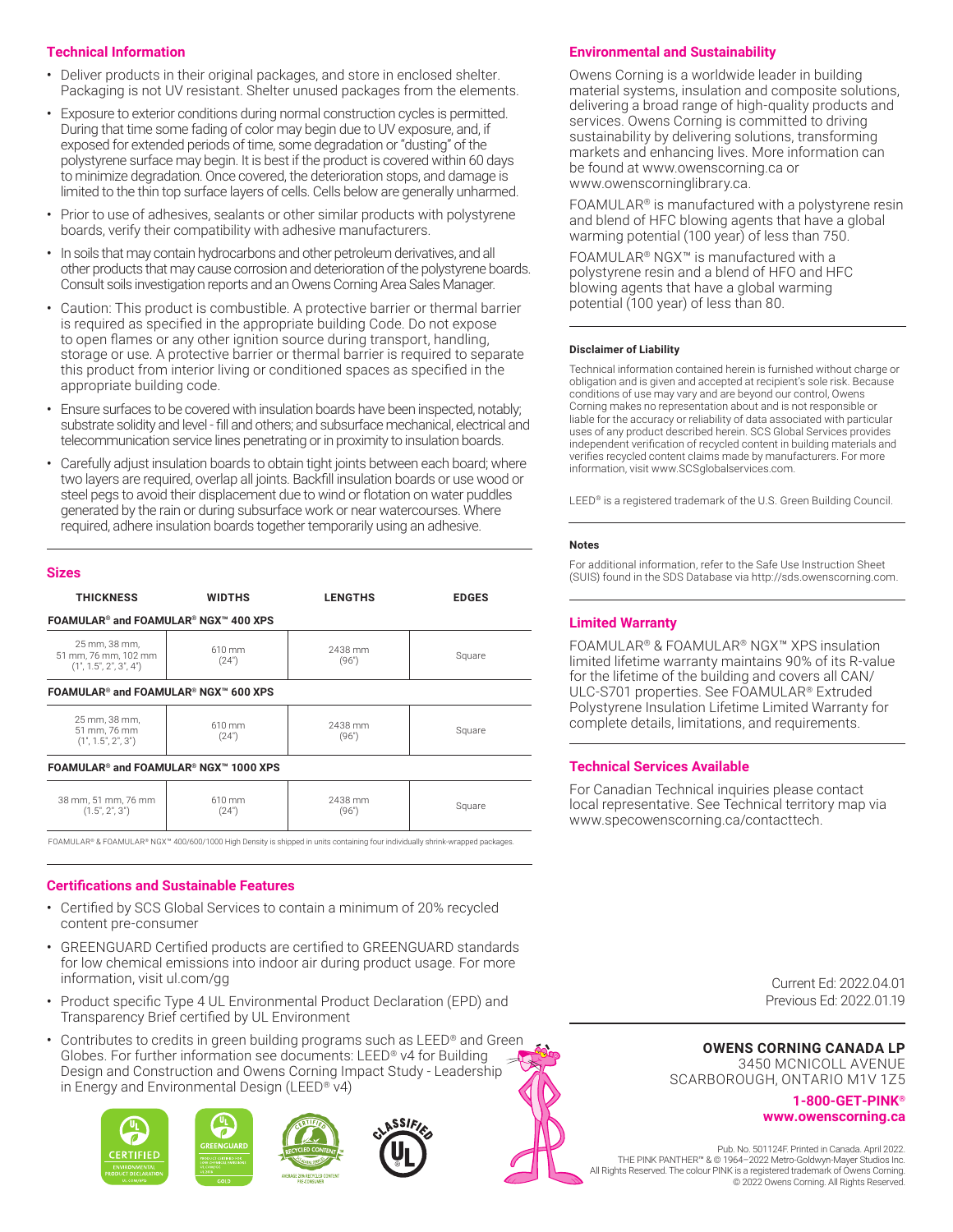## Technical Information

- Deliver products in their original packages, and store in enclosed shelter. Packaging is not UV resistant. Shelter unused packages from the elements.
- Exposure to exterior conditions during normal construction cycles is permitted. During that time some fading of color may begin due to UV exposure, and, if exposed for extended periods of time, some degradation or "dusting" of the polystyrene surface may begin. It is best if the product is covered within 60 days to minimize degradation. Once covered, the deterioration stops, and damage is limited to the thin top surface layers of cells. Cells below are generally unharmed.
- Prior to use of adhesives, sealants or other similar products with polystyrene boards, verify their compatibility with adhesive manufacturers.
- In soils that may contain hydrocarbons and other petroleum derivatives, and all other products that may cause corrosion and deterioration of the polystyrene boards. Consult soils investigation reports and an Owens Corning Area Sales Manager.
- Caution: This product is combustible. A protective barrier or thermal barrier is required as specified in the appropriate building Code. Do not expose to open flames or any other ignition source during transport, handling, storage or use. A protective barrier or thermal barrier is required to separate this product from interior living or conditioned spaces as specified in the appropriate building code.
- Ensure surfaces to be covered with insulation boards have been inspected, notably; substrate solidity and level - fill and others; and subsurface mechanical, electrical and telecommunication service lines penetrating or in proximity to insulation boards.
- Carefully adjust insulation boards to obtain tight joints between each board; where two layers are required, overlap all joints. Backfill insulation boards or use wood or steel pegs to avoid their displacement due to wind or flotation on water puddles generated by the rain or during subsurface work or near watercourses. Where required, adhere insulation boards together temporarily using an adhesive.

## Sizes

| THICKNESS | WIDTHS | LENGTHS | EDGES |
|---|---|---|---|
| **FOAMULAR® and FOAMULAR® NGX™ 400 XPS** | | | |
| 25 mm, 38 mm, 51 mm, 76 mm, 102 mm (1", 1.5", 2", 3", 4") | 610 mm (24") | 2438 mm (96") | Square |
| **FOAMULAR® and FOAMULAR® NGX™ 600 XPS** | | | |
| 25 mm, 38 mm, 51 mm, 76 mm (1", 1.5", 2", 3") | 610 mm (24") | 2438 mm (96") | Square |
| **FOAMULAR® and FOAMULAR® NGX™ 1000 XPS** | | | |
| 38 mm, 51 mm, 76 mm (1.5", 2", 3") | 610 mm (24") | 2438 mm (96") | Square |

FOAMULAR® & FOAMULAR® NGX™ 400/600/1000 High Density is shipped in units containing four individually shrink-wrapped packages.

## Certifications and Sustainable Features

- Certified by SCS Global Services to contain a minimum of 20% recycled content pre-consumer
- GREENGUARD Certified products are certified to GREENGUARD standards for low chemical emissions into indoor air during product usage. For more information, visit ul.com/gg
- Product specific Type 4 UL Environmental Product Declaration (EPD) and Transparency Brief certified by UL Environment
- Contributes to credits in green building programs such as LEED® and Green Globes. For further information see documents: LEED® v4 for Building Design and Construction and Owens Corning Impact Study - Leadership in Energy and Environmental Design (LEED® v4)

## Environmental and Sustainability

Owens Corning is a worldwide leader in building material systems, insulation and composite solutions, delivering a broad range of high-quality products and services. Owens Corning is committed to driving sustainability by delivering solutions, transforming markets and enhancing lives. More information can be found at www.owenscorning.ca or www.owenscorninglibrary.ca.

FOAMULAR® is manufactured with a polystyrene resin and blend of HFC blowing agents that have a global warming potential (100 year) of less than 750.

FOAMULAR® NGX™ is manufactured with a polystyrene resin and a blend of HFO and HFC blowing agents that have a global warming potential (100 year) of less than 80.

### Disclaimer of Liability

Technical information contained herein is furnished without charge or obligation and is given and accepted at recipient's sole risk. Because conditions of use may vary and are beyond our control, Owens Corning makes no representation about and is not responsible or liable for the accuracy or reliability of data associated with particular uses of any product described herein. SCS Global Services provides independent verification of recycled content in building materials and verifies recycled content claims made by manufacturers. For more information, visit www.SCSglobalservices.com.

LEED® is a registered trademark of the U.S. Green Building Council.

### Notes

For additional information, refer to the Safe Use Instruction Sheet (SUIS) found in the SDS Database via http://sds.owenscorning.com.

## Limited Warranty

FOAMULAR® & FOAMULAR® NGX™ XPS insulation limited lifetime warranty maintains 90% of its R-value for the lifetime of the building and covers all CAN/ULC-S701 properties. See FOAMULAR® Extruded Polystyrene Insulation Lifetime Limited Warranty for complete details, limitations, and requirements.

## Technical Services Available

For Canadian Technical inquiries please contact local representative. See Technical territory map via www.specowenscorning.ca/contacttech.

Current Ed: 2022.04.01
Previous Ed: 2022.01.19

**OWENS CORNING CANADA LP**
3450 MCNICOLL AVENUE
SCARBOROUGH, ONTARIO M1V 1Z5

**1-800-GET-PINK®**
**www.owenscorning.ca**

Pub. No. 501124F. Printed in Canada. April 2022.
THE PINK PANTHER™ & © 1964–2022 Metro-Goldwyn-Mayer Studios Inc.
All Rights Reserved. The colour PINK is a registered trademark of Owens Corning.
© 2022 Owens Corning. All Rights Reserved.